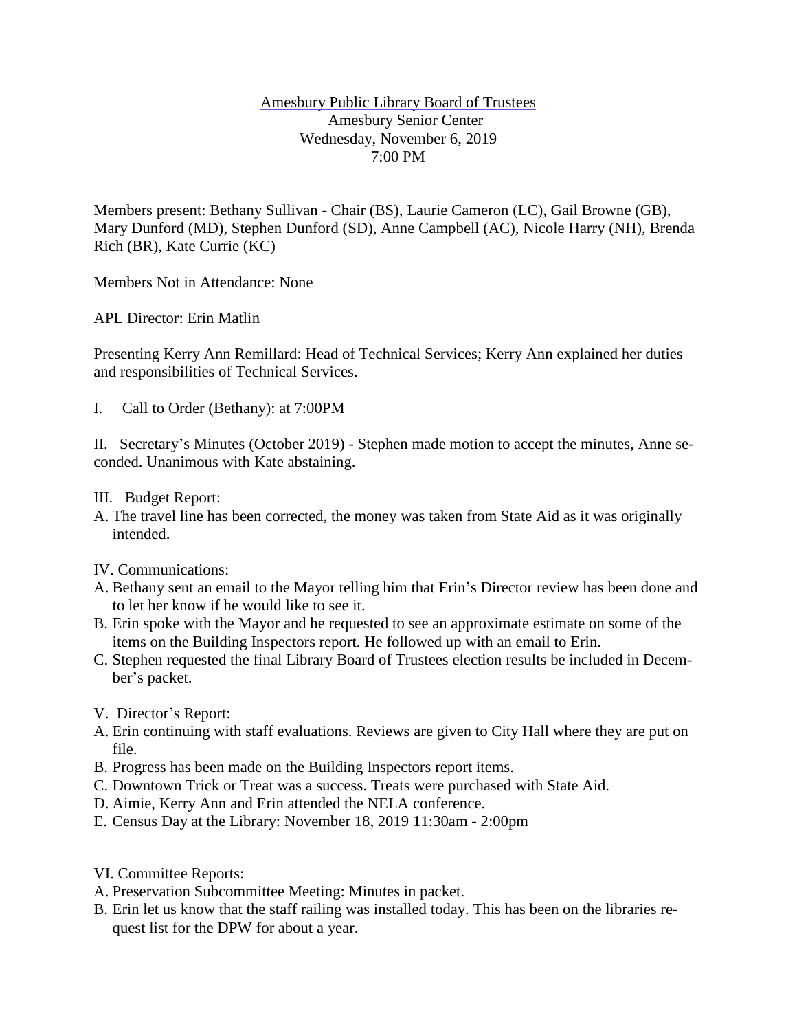Amesbury Public Library Board of Trustees
Amesbury Senior Center
Wednesday, November 6, 2019
7:00 PM

Members present: Bethany Sullivan - Chair (BS), Laurie Cameron (LC), Gail Browne (GB), Mary Dunford (MD), Stephen Dunford (SD), Anne Campbell (AC), Nicole Harry (NH), Brenda Rich (BR), Kate Currie (KC)

Members Not in Attendance: None

APL Director: Erin Matlin

Presenting Kerry Ann Remillard: Head of Technical Services; Kerry Ann explained her duties and responsibilities of Technical Services.

I. Call to Order (Bethany): at 7:00PM

II. Secretary's Minutes (October 2019) - Stephen made motion to accept the minutes, Anne seconded. Unanimous with Kate abstaining.

III. Budget Report:

A. The travel line has been corrected, the money was taken from State Aid as it was originally intended.

IV. Communications:

A. Bethany sent an email to the Mayor telling him that Erin's Director review has been done and to let her know if he would like to see it.
B. Erin spoke with the Mayor and he requested to see an approximate estimate on some of the items on the Building Inspectors report. He followed up with an email to Erin.
C. Stephen requested the final Library Board of Trustees election results be included in December's packet.

V. Director's Report:

A. Erin continuing with staff evaluations. Reviews are given to City Hall where they are put on file.
B. Progress has been made on the Building Inspectors report items.
C. Downtown Trick or Treat was a success. Treats were purchased with State Aid.
D. Aimie, Kerry Ann and Erin attended the NELA conference.
E. Census Day at the Library: November 18, 2019 11:30am - 2:00pm

VI. Committee Reports:

A. Preservation Subcommittee Meeting: Minutes in packet.
B. Erin let us know that the staff railing was installed today. This has been on the libraries request list for the DPW for about a year.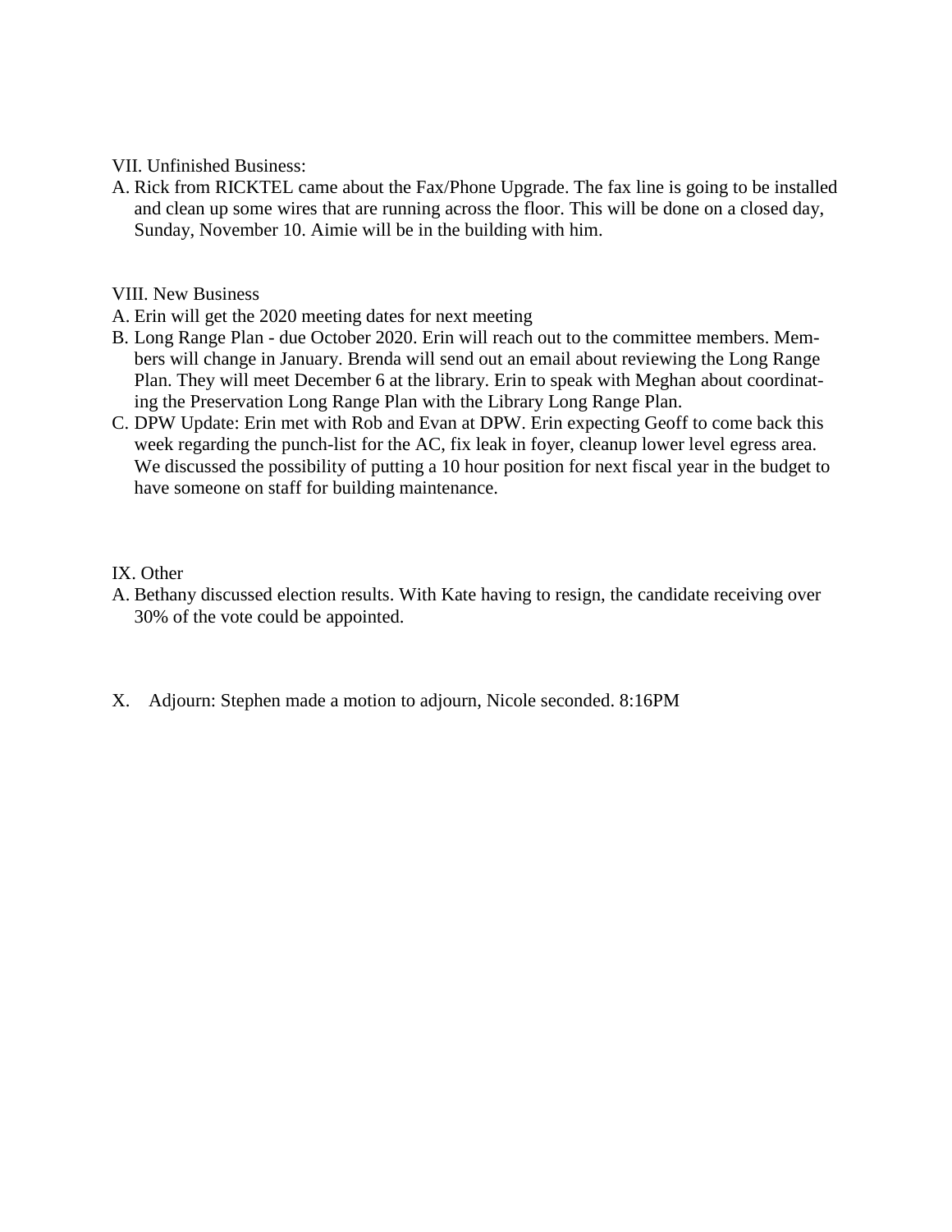VII. Unfinished Business:

A. Rick from RICKTEL came about the Fax/Phone Upgrade. The fax line is going to be installed and clean up some wires that are running across the floor. This will be done on a closed day, Sunday, November 10. Aimie will be in the building with him.

VIII. New Business

A. Erin will get the 2020 meeting dates for next meeting
B. Long Range Plan - due October 2020. Erin will reach out to the committee members. Members will change in January. Brenda will send out an email about reviewing the Long Range Plan. They will meet December 6 at the library. Erin to speak with Meghan about coordinating the Preservation Long Range Plan with the Library Long Range Plan.
C. DPW Update: Erin met with Rob and Evan at DPW. Erin expecting Geoff to come back this week regarding the punch-list for the AC, fix leak in foyer, cleanup lower level egress area. We discussed the possibility of putting a 10 hour position for next fiscal year in the budget to have someone on staff for building maintenance.

IX. Other

A. Bethany discussed election results. With Kate having to resign, the candidate receiving over 30% of the vote could be appointed.

X. Adjourn: Stephen made a motion to adjourn, Nicole seconded. 8:16PM